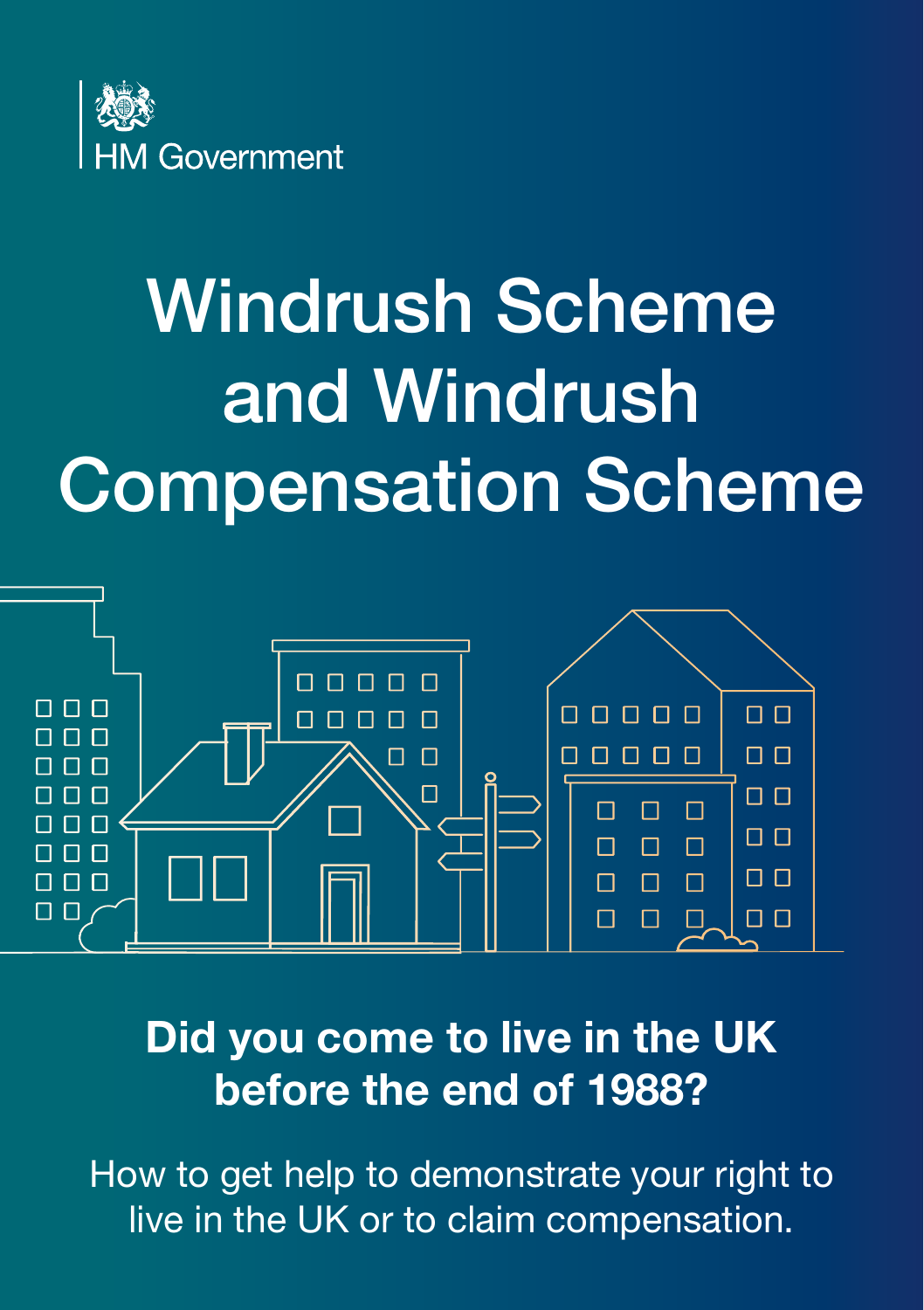HM Government

# Windrush Scheme and Windrush Compensation Scheme

## Did you come to live in the UK before the end of 1988?

How to get help to demonstrate your right to live in the UK or to claim compensation.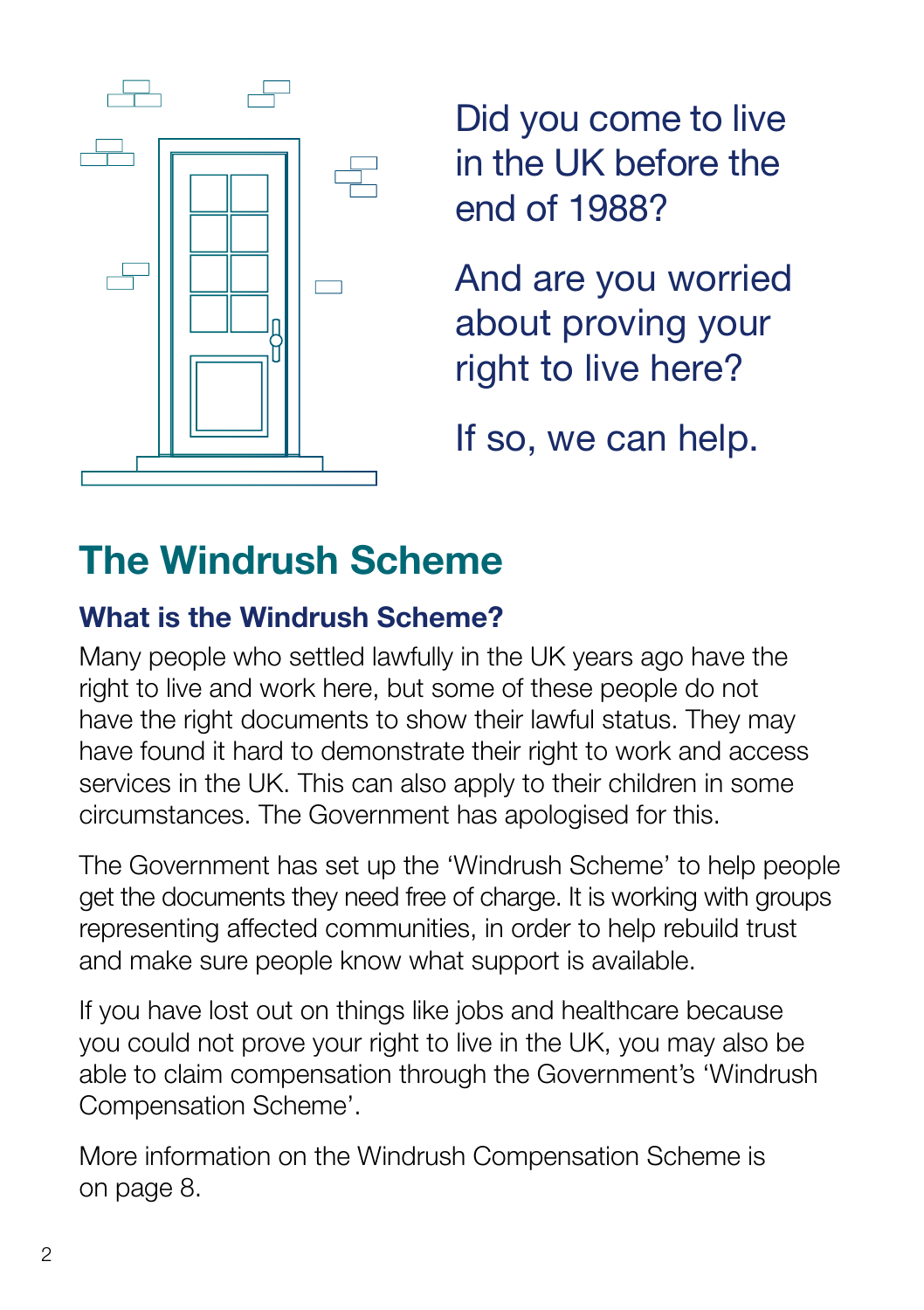Did you come to live in the UK before the end of 1988?

And are you worried about proving your right to live here?

If so, we can help.

# The Windrush Scheme

## What is the Windrush Scheme?

Many people who settled lawfully in the UK years ago have the right to live and work here, but some of these people do not have the right documents to show their lawful status. They may have found it hard to demonstrate their right to work and access services in the UK. This can also apply to their children in some circumstances. The Government has apologised for this.

The Government has set up the 'Windrush Scheme' to help people get the documents they need free of charge. It is working with groups representing affected communities, in order to help rebuild trust and make sure people know what support is available.

If you have lost out on things like jobs and healthcare because you could not prove your right to live in the UK, you may also be able to claim compensation through the Government's 'Windrush Compensation Scheme'.

More information on the Windrush Compensation Scheme is on page 8.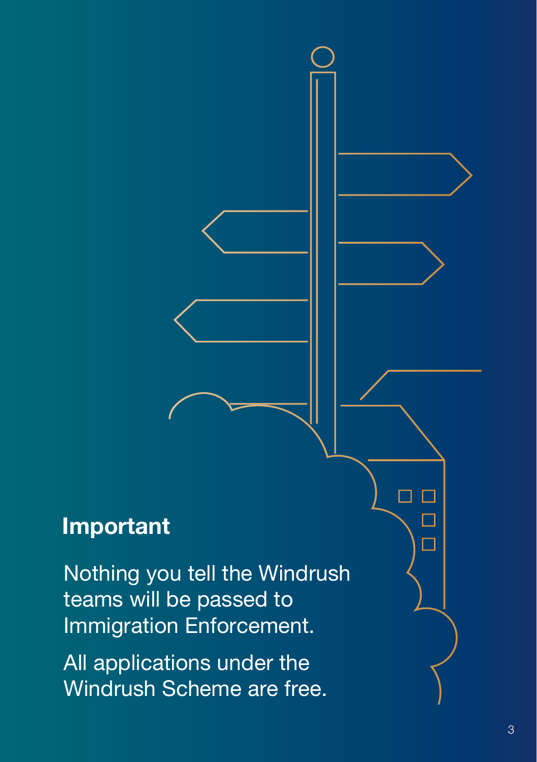## Important

Nothing you tell the Windrush teams will be passed to Immigration Enforcement.

All applications under the Windrush Scheme are free.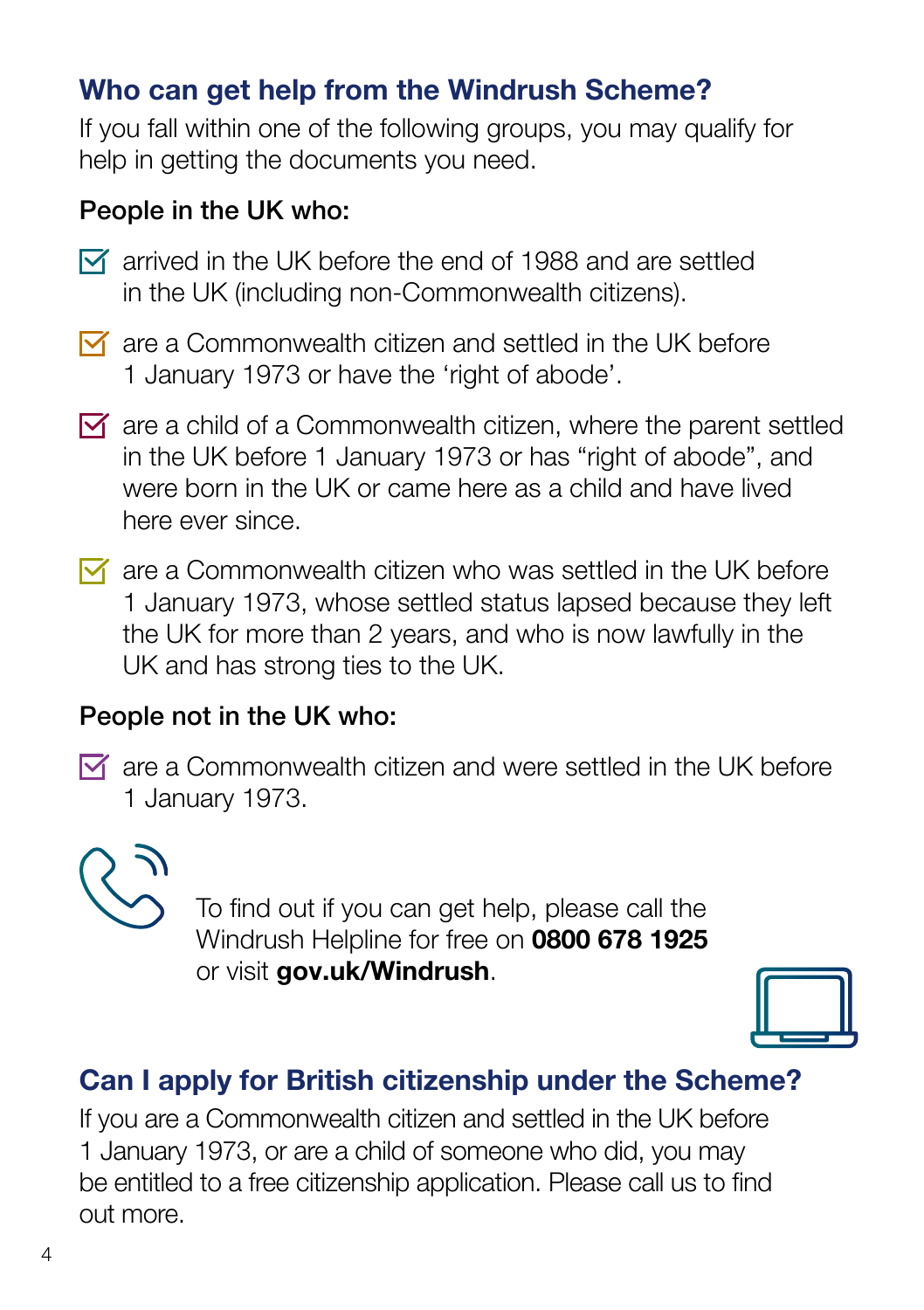## Who can get help from the Windrush Scheme?

If you fall within one of the following groups, you may qualify for help in getting the documents you need.

**People in the UK who:**

- arrived in the UK before the end of 1988 and are settled in the UK (including non-Commonwealth citizens).
- are a Commonwealth citizen and settled in the UK before 1 January 1973 or have the 'right of abode'.
- are a child of a Commonwealth citizen, where the parent settled in the UK before 1 January 1973 or has "right of abode", and were born in the UK or came here as a child and have lived here ever since.
- are a Commonwealth citizen who was settled in the UK before 1 January 1973, whose settled status lapsed because they left the UK for more than 2 years, and who is now lawfully in the UK and has strong ties to the UK.

**People not in the UK who:**

- are a Commonwealth citizen and were settled in the UK before 1 January 1973.

To find out if you can get help, please call the Windrush Helpline for free on **0800 678 1925** or visit **gov.uk/Windrush**.

## Can I apply for British citizenship under the Scheme?

If you are a Commonwealth citizen and settled in the UK before 1 January 1973, or are a child of someone who did, you may be entitled to a free citizenship application. Please call us to find out more.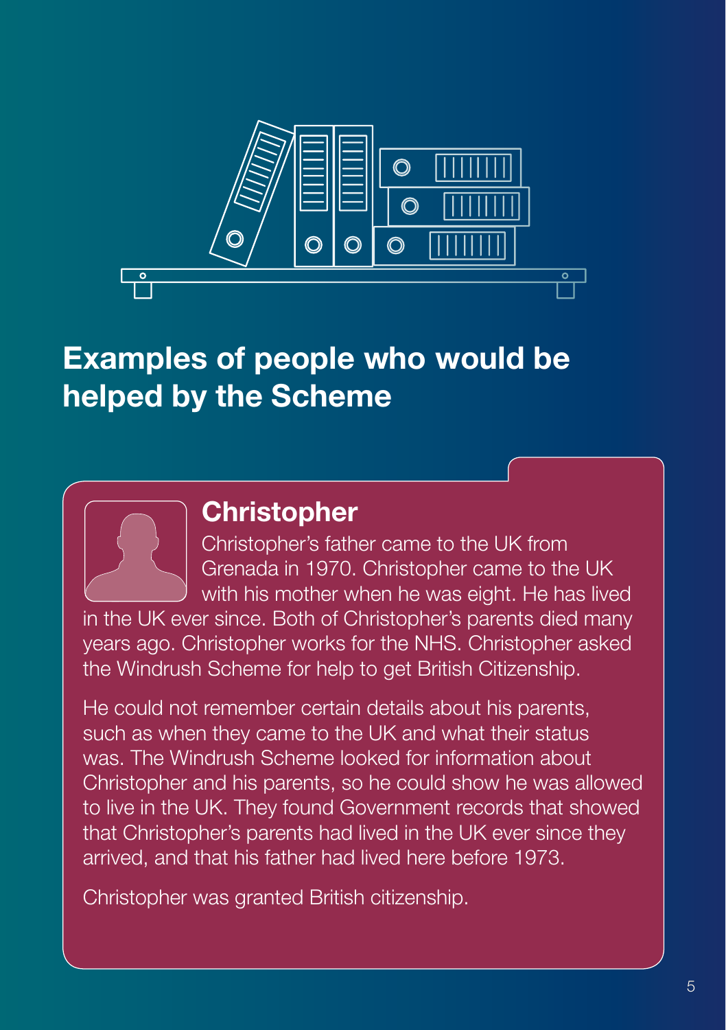## Examples of people who would be helped by the Scheme

### Christopher

Christopher's father came to the UK from Grenada in 1970. Christopher came to the UK with his mother when he was eight. He has lived in the UK ever since. Both of Christopher's parents died many years ago. Christopher works for the NHS. Christopher asked the Windrush Scheme for help to get British Citizenship.

He could not remember certain details about his parents, such as when they came to the UK and what their status was. The Windrush Scheme looked for information about Christopher and his parents, so he could show he was allowed to live in the UK. They found Government records that showed that Christopher's parents had lived in the UK ever since they arrived, and that his father had lived here before 1973.

Christopher was granted British citizenship.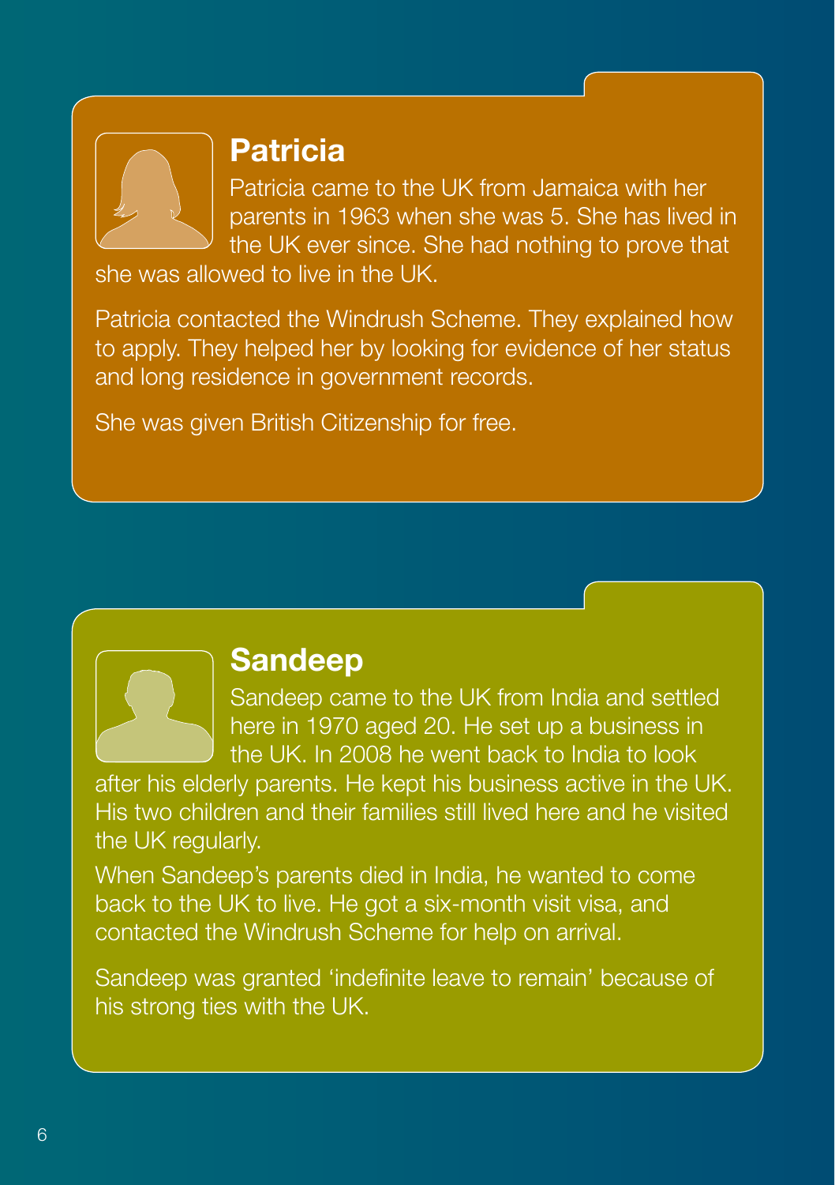## Patricia

Patricia came to the UK from Jamaica with her parents in 1963 when she was 5. She has lived in the UK ever since. She had nothing to prove that she was allowed to live in the UK.

Patricia contacted the Windrush Scheme. They explained how to apply. They helped her by looking for evidence of her status and long residence in government records.

She was given British Citizenship for free.

## Sandeep

Sandeep came to the UK from India and settled here in 1970 aged 20. He set up a business in the UK. In 2008 he went back to India to look after his elderly parents. He kept his business active in the UK. His two children and their families still lived here and he visited the UK regularly.

When Sandeep's parents died in India, he wanted to come back to the UK to live. He got a six-month visit visa, and contacted the Windrush Scheme for help on arrival.

Sandeep was granted 'indefinite leave to remain' because of his strong ties with the UK.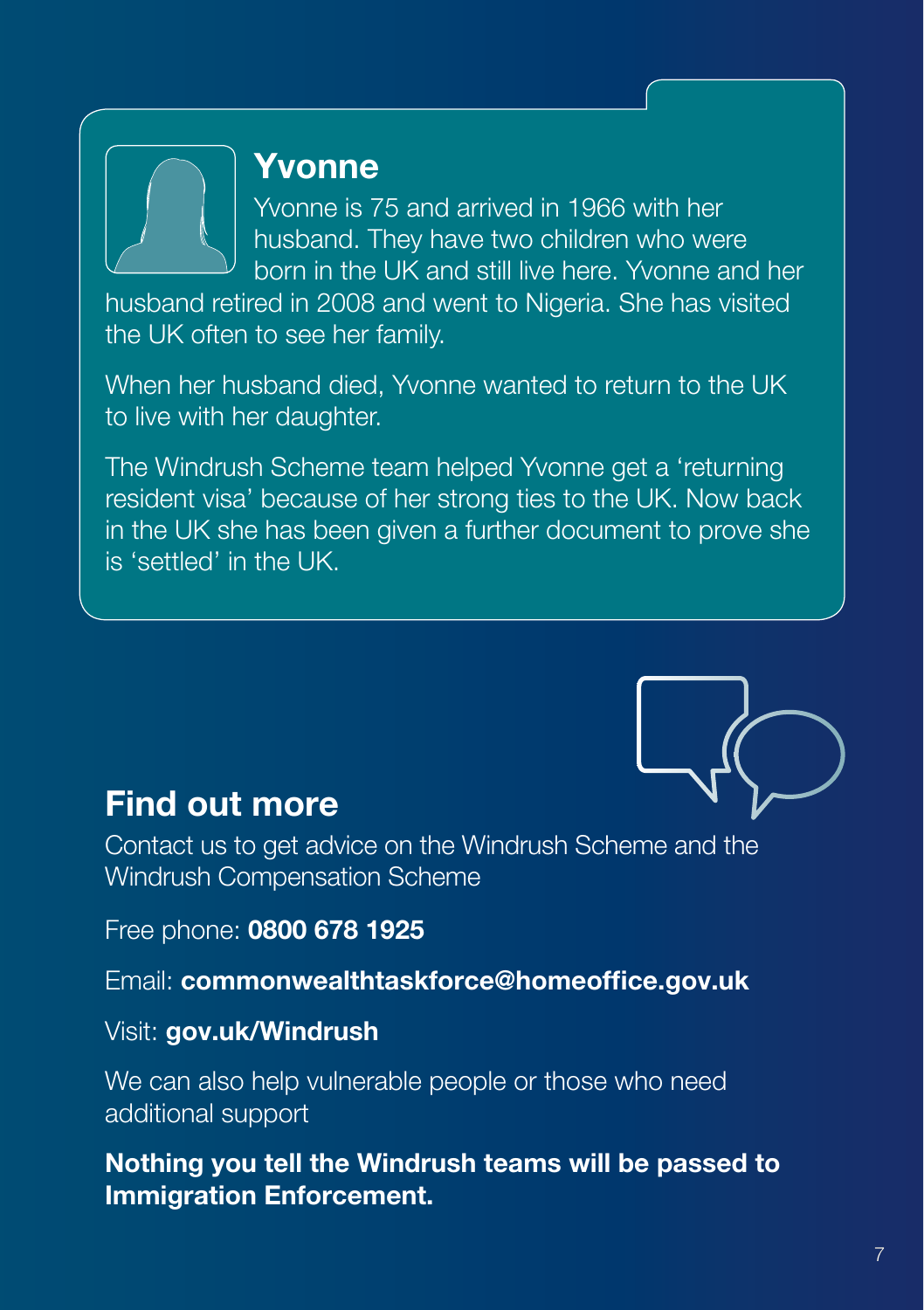## Yvonne

Yvonne is 75 and arrived in 1966 with her husband. They have two children who were born in the UK and still live here. Yvonne and her husband retired in 2008 and went to Nigeria. She has visited the UK often to see her family.

When her husband died, Yvonne wanted to return to the UK to live with her daughter.

The Windrush Scheme team helped Yvonne get a 'returning resident visa' because of her strong ties to the UK. Now back in the UK she has been given a further document to prove she is 'settled' in the UK.

## Find out more

Contact us to get advice on the Windrush Scheme and the Windrush Compensation Scheme

Free phone: **0800 678 1925**

Email: **commonwealthtaskforce@homeoffice.gov.uk**

Visit: **gov.uk/Windrush**

We can also help vulnerable people or those who need additional support

**Nothing you tell the Windrush teams will be passed to Immigration Enforcement.**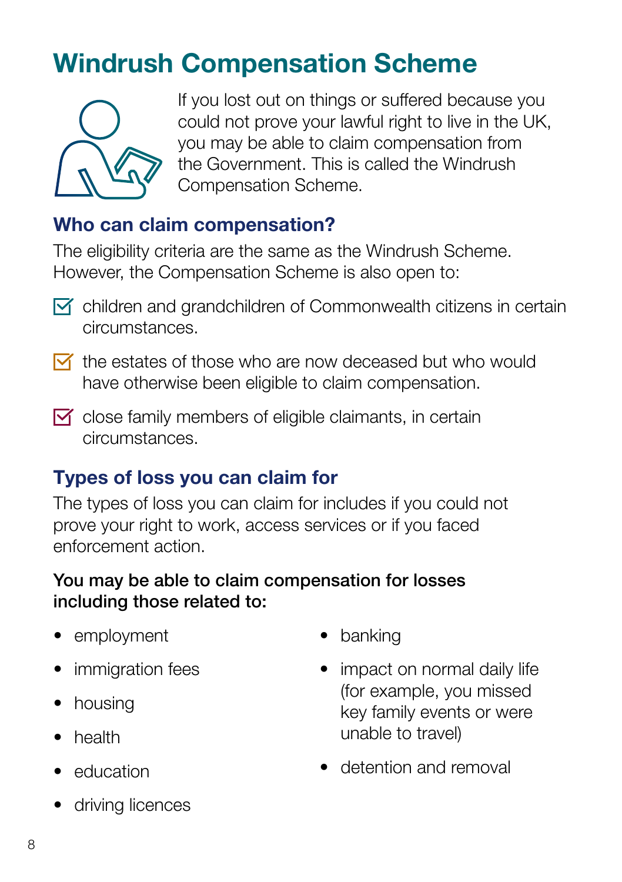# Windrush Compensation Scheme

If you lost out on things or suffered because you could not prove your lawful right to live in the UK, you may be able to claim compensation from the Government. This is called the Windrush Compensation Scheme.

## Who can claim compensation?

The eligibility criteria are the same as the Windrush Scheme. However, the Compensation Scheme is also open to:

- children and grandchildren of Commonwealth citizens in certain circumstances.
- the estates of those who are now deceased but who would have otherwise been eligible to claim compensation.
- close family members of eligible claimants, in certain circumstances.

## Types of loss you can claim for

The types of loss you can claim for includes if you could not prove your right to work, access services or if you faced enforcement action.

**You may be able to claim compensation for losses including those related to:**

- employment
- immigration fees
- housing
- health
- education
- driving licences
- banking
- impact on normal daily life (for example, you missed key family events or were unable to travel)
- detention and removal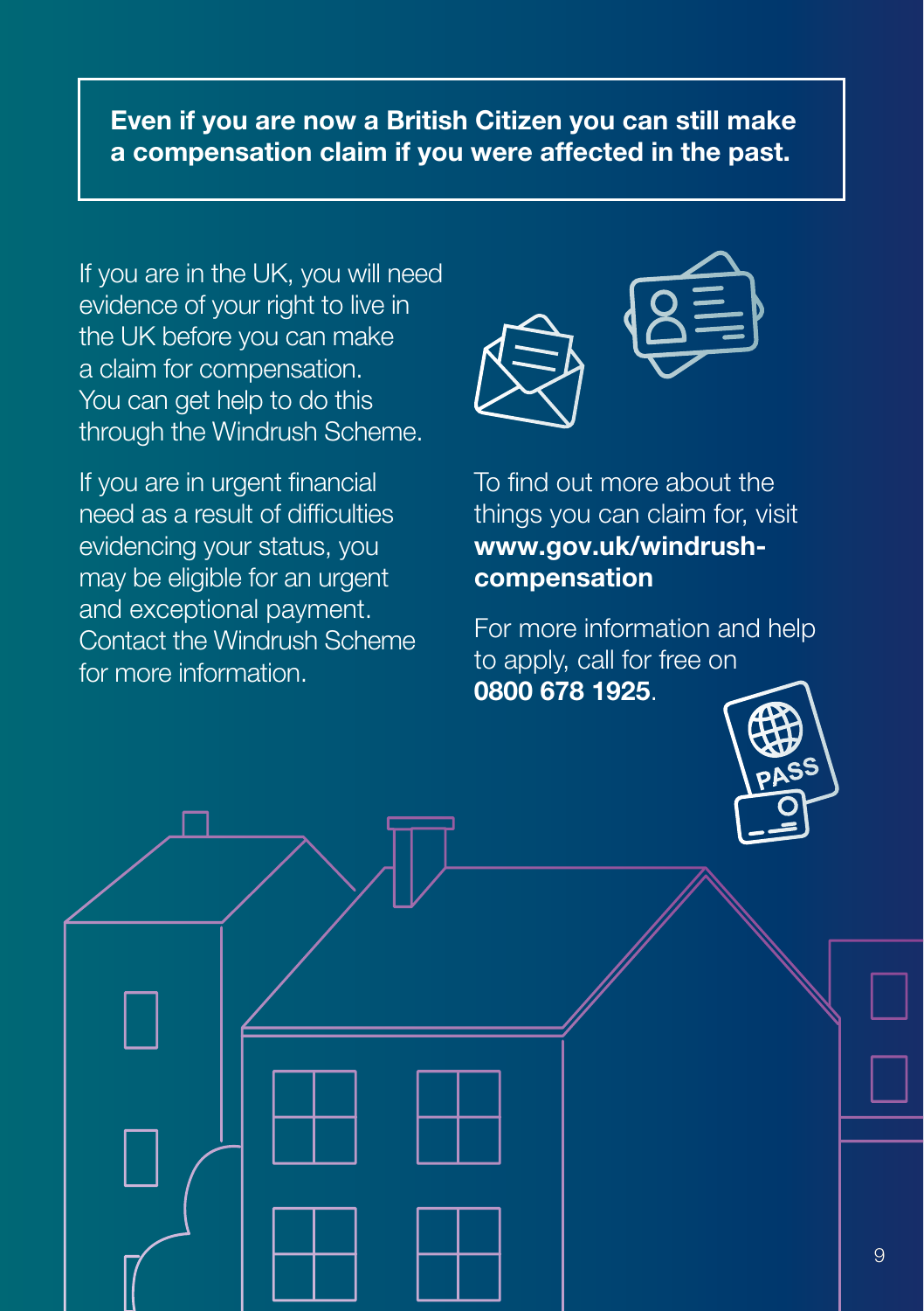**Even if you are now a British Citizen you can still make a compensation claim if you were affected in the past.**

If you are in the UK, you will need evidence of your right to live in the UK before you can make a claim for compensation. You can get help to do this through the Windrush Scheme.

If you are in urgent financial need as a result of difficulties evidencing your status, you may be eligible for an urgent and exceptional payment. Contact the Windrush Scheme for more information.

To find out more about the things you can claim for, visit **www.gov.uk/windrush-compensation**

For more information and help to apply, call for free on **0800 678 1925**.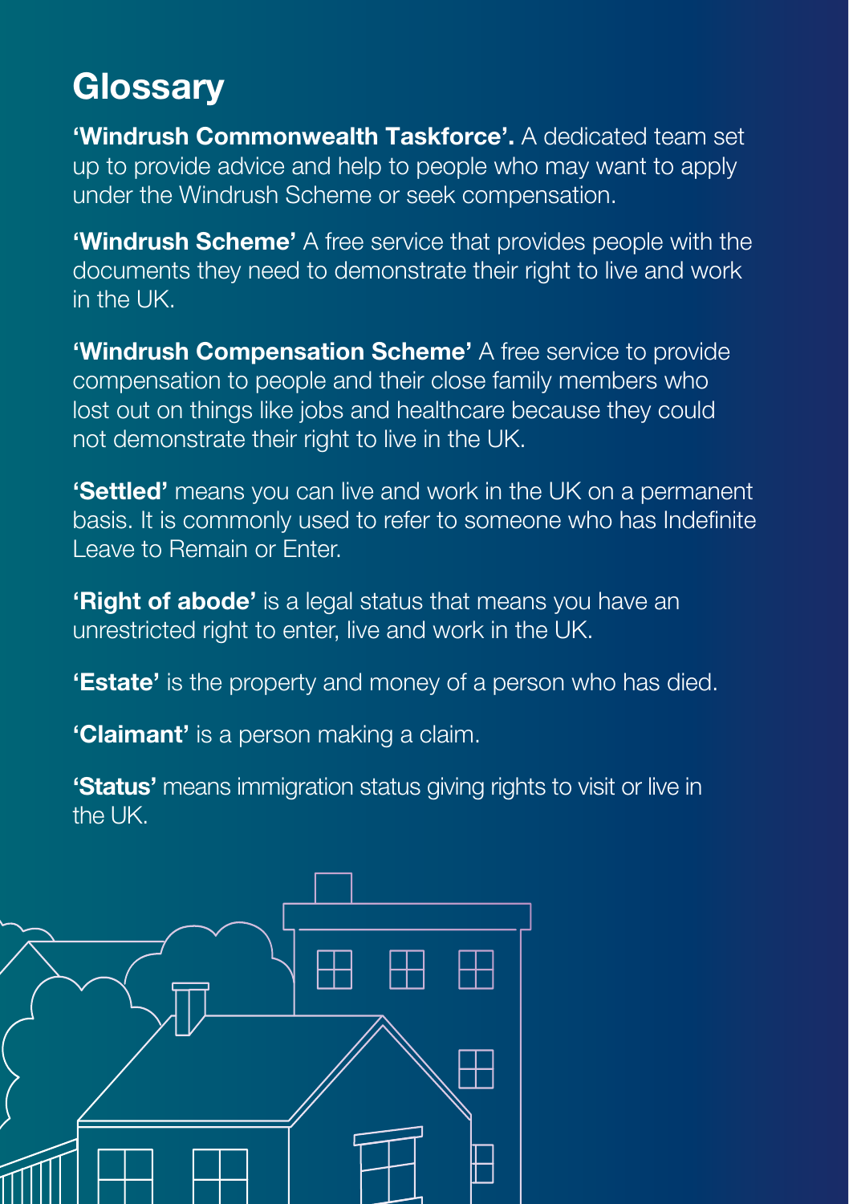# Glossary

**'Windrush Commonwealth Taskforce'.** A dedicated team set up to provide advice and help to people who may want to apply under the Windrush Scheme or seek compensation.

**'Windrush Scheme'** A free service that provides people with the documents they need to demonstrate their right to live and work in the UK.

**'Windrush Compensation Scheme'** A free service to provide compensation to people and their close family members who lost out on things like jobs and healthcare because they could not demonstrate their right to live in the UK.

**'Settled'** means you can live and work in the UK on a permanent basis. It is commonly used to refer to someone who has Indefinite Leave to Remain or Enter.

**'Right of abode'** is a legal status that means you have an unrestricted right to enter, live and work in the UK.

**'Estate'** is the property and money of a person who has died.

**'Claimant'** is a person making a claim.

**'Status'** means immigration status giving rights to visit or live in the UK.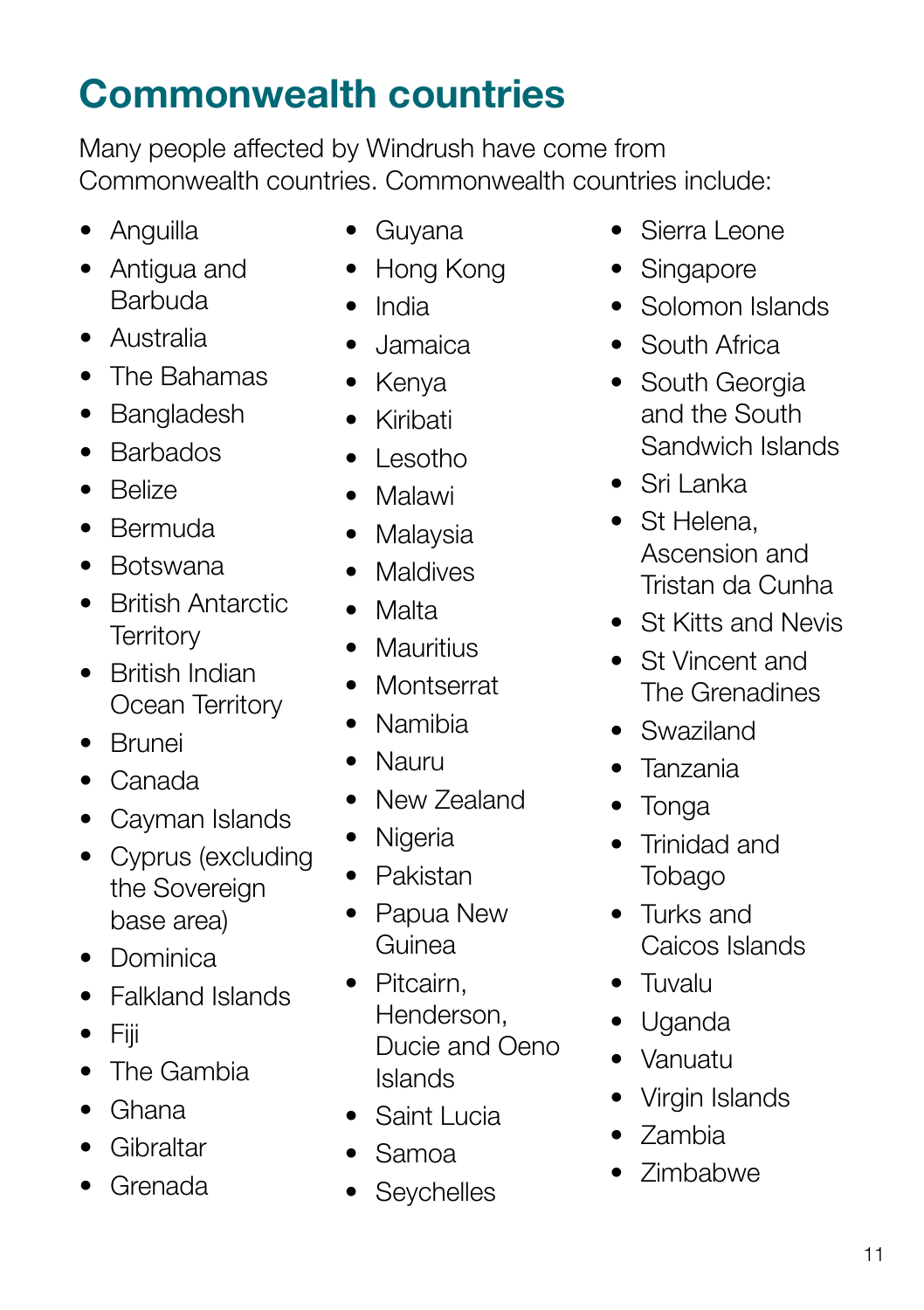# Commonwealth countries

Many people affected by Windrush have come from Commonwealth countries. Commonwealth countries include:

- Anguilla
- Antigua and Barbuda
- Australia
- The Bahamas
- Bangladesh
- Barbados
- Belize
- Bermuda
- Botswana
- British Antarctic Territory
- British Indian Ocean Territory
- Brunei
- Canada
- Cayman Islands
- Cyprus (excluding the Sovereign base area)
- Dominica
- Falkland Islands
- Fiji
- The Gambia
- Ghana
- Gibraltar
- Grenada
- Guyana
- Hong Kong
- India
- Jamaica
- Kenya
- Kiribati
- Lesotho
- Malawi
- Malaysia
- Maldives
- Malta
- Mauritius
- Montserrat
- Namibia
- Nauru
- New Zealand
- Nigeria
- Pakistan
- Papua New Guinea
- Pitcairn, Henderson, Ducie and Oeno Islands
- Saint Lucia
- Samoa
- Seychelles
- Sierra Leone
- Singapore
- Solomon Islands
- South Africa
- South Georgia and the South Sandwich Islands
- Sri Lanka
- St Helena, Ascension and Tristan da Cunha
- St Kitts and Nevis
- St Vincent and The Grenadines
- Swaziland
- Tanzania
- Tonga
- Trinidad and Tobago
- Turks and Caicos Islands
- Tuvalu
- Uganda
- Vanuatu
- Virgin Islands
- Zambia
- Zimbabwe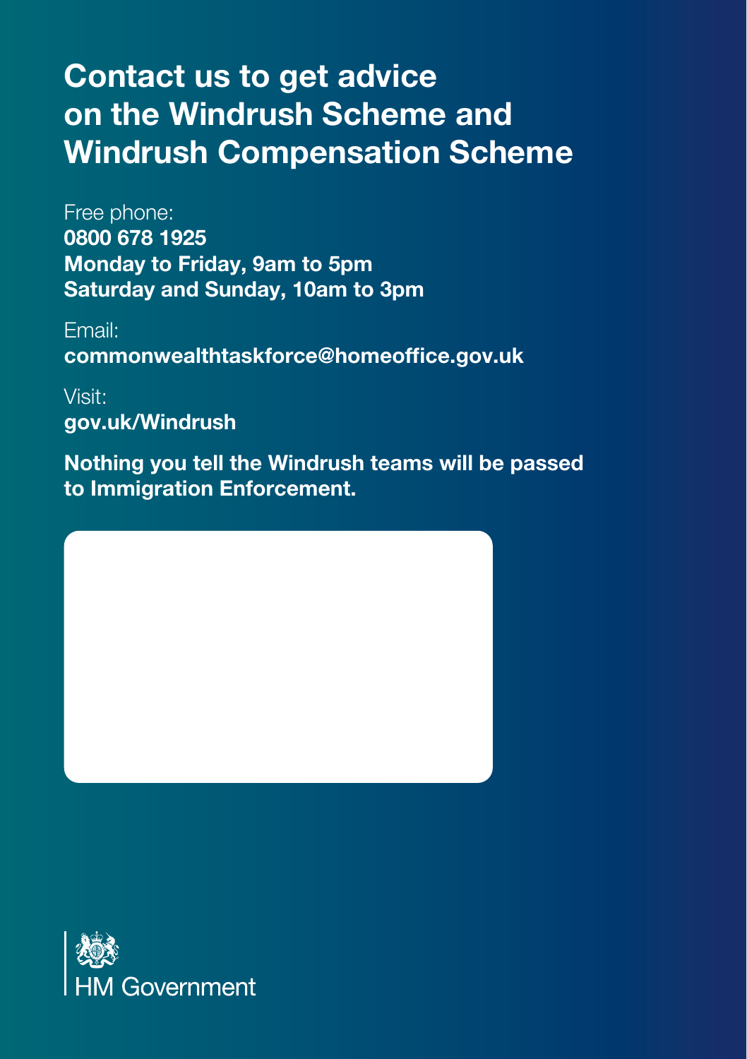# Contact us to get advice on the Windrush Scheme and Windrush Compensation Scheme

Free phone:
**0800 678 1925**
**Monday to Friday, 9am to 5pm**
**Saturday and Sunday, 10am to 3pm**

Email:
**commonwealthtaskforce@homeoffice.gov.uk**

Visit:
**gov.uk/Windrush**

**Nothing you tell the Windrush teams will be passed to Immigration Enforcement.**

HM Government